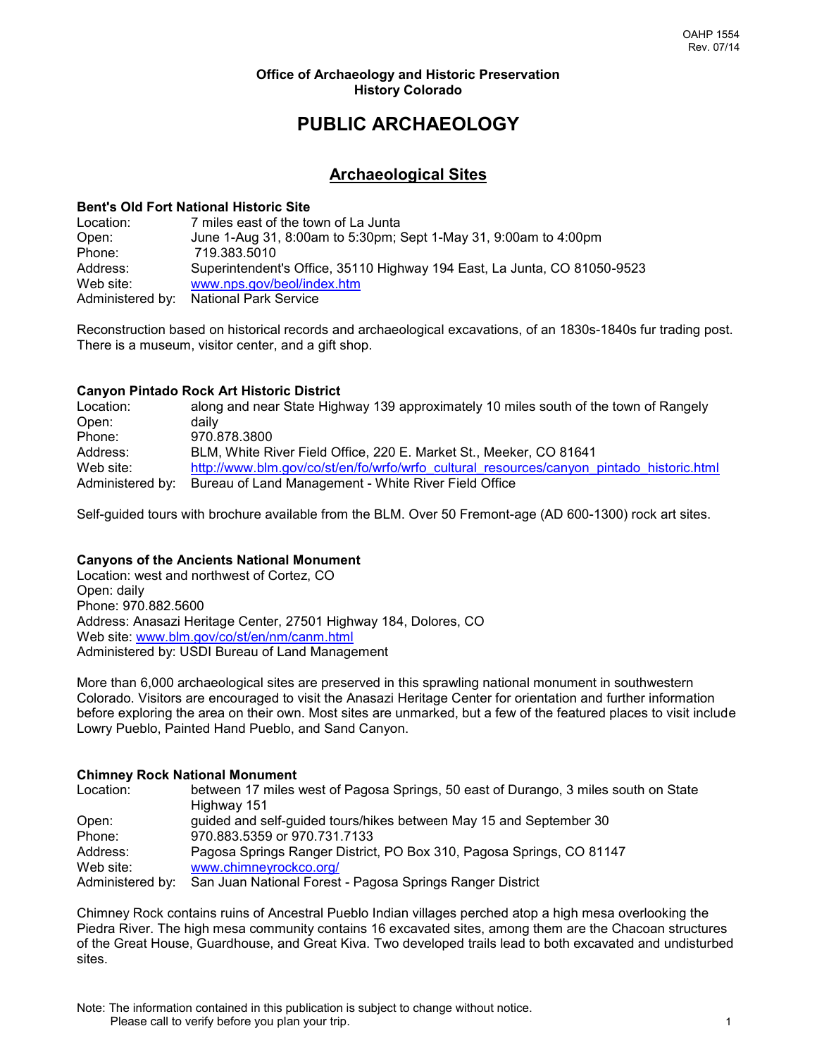OAHP 1554
Rev. 07/14

**Office of Archaeology and Historic Preservation**
**History Colorado**

# PUBLIC ARCHAEOLOGY

## Archaeological Sites

### Bent's Old Fort National Historic Site

Location: 7 miles east of the town of La Junta
Open: June 1-Aug 31, 8:00am to 5:30pm; Sept 1-May 31, 9:00am to 4:00pm
Phone: 719.383.5010
Address: Superintendent's Office, 35110 Highway 194 East, La Junta, CO 81050-9523
Web site: www.nps.gov/beol/index.htm
Administered by: National Park Service

Reconstruction based on historical records and archaeological excavations, of an 1830s-1840s fur trading post. There is a museum, visitor center, and a gift shop.

### Canyon Pintado Rock Art Historic District

Location: along and near State Highway 139 approximately 10 miles south of the town of Rangely
Open: daily
Phone: 970.878.3800
Address: BLM, White River Field Office, 220 E. Market St., Meeker, CO 81641
Web site: http://www.blm.gov/co/st/en/fo/wrfo/wrfo_cultural_resources/canyon_pintado_historic.html
Administered by: Bureau of Land Management - White River Field Office

Self-guided tours with brochure available from the BLM. Over 50 Fremont-age (AD 600-1300) rock art sites.

### Canyons of the Ancients National Monument

Location: west and northwest of Cortez, CO
Open: daily
Phone: 970.882.5600
Address: Anasazi Heritage Center, 27501 Highway 184, Dolores, CO
Web site: www.blm.gov/co/st/en/nm/canm.html
Administered by: USDI Bureau of Land Management

More than 6,000 archaeological sites are preserved in this sprawling national monument in southwestern Colorado. Visitors are encouraged to visit the Anasazi Heritage Center for orientation and further information before exploring the area on their own. Most sites are unmarked, but a few of the featured places to visit include Lowry Pueblo, Painted Hand Pueblo, and Sand Canyon.

### Chimney Rock National Monument

Location: between 17 miles west of Pagosa Springs, 50 east of Durango, 3 miles south on State Highway 151
Open: guided and self-guided tours/hikes between May 15 and September 30
Phone: 970.883.5359 or 970.731.7133
Address: Pagosa Springs Ranger District, PO Box 310, Pagosa Springs, CO 81147
Web site: www.chimneyrockco.org/
Administered by: San Juan National Forest - Pagosa Springs Ranger District

Chimney Rock contains ruins of Ancestral Pueblo Indian villages perched atop a high mesa overlooking the Piedra River. The high mesa community contains 16 excavated sites, among them are the Chacoan structures of the Great House, Guardhouse, and Great Kiva. Two developed trails lead to both excavated and undisturbed sites.

Note: The information contained in this publication is subject to change without notice.
Please call to verify before you plan your trip.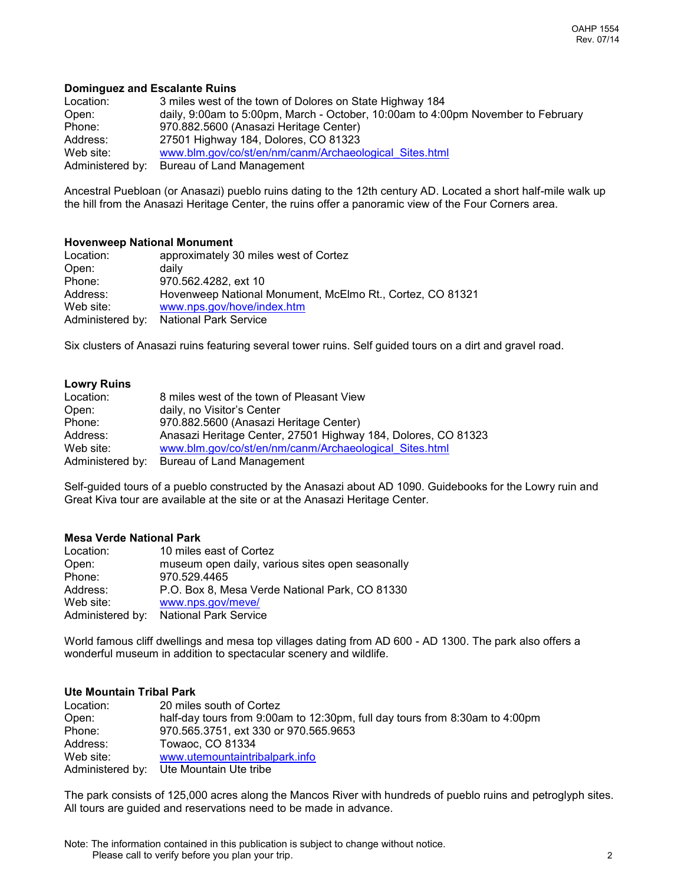**Dominguez and Escalante Ruins**

Location: 3 miles west of the town of Dolores on State Highway 184
Open: daily, 9:00am to 5:00pm, March - October, 10:00am to 4:00pm November to February
Phone: 970.882.5600 (Anasazi Heritage Center)
Address: 27501 Highway 184, Dolores, CO 81323
Web site: [www.blm.gov/co/st/en/nm/canm/Archaeological_Sites.html](www.blm.gov/co/st/en/nm/canm/Archaeological_Sites.html)
Administered by: Bureau of Land Management

Ancestral Puebloan (or Anasazi) pueblo ruins dating to the 12th century AD. Located a short half-mile walk up the hill from the Anasazi Heritage Center, the ruins offer a panoramic view of the Four Corners area.

**Hovenweep National Monument**

Location: approximately 30 miles west of Cortez
Open: daily
Phone: 970.562.4282, ext 10
Address: Hovenweep National Monument, McElmo Rt., Cortez, CO 81321
Web site: [www.nps.gov/hove/index.htm](www.nps.gov/hove/index.htm)
Administered by: National Park Service

Six clusters of Anasazi ruins featuring several tower ruins. Self guided tours on a dirt and gravel road.

**Lowry Ruins**

Location: 8 miles west of the town of Pleasant View
Open: daily, no Visitor's Center
Phone: 970.882.5600 (Anasazi Heritage Center)
Address: Anasazi Heritage Center, 27501 Highway 184, Dolores, CO 81323
Web site: [www.blm.gov/co/st/en/nm/canm/Archaeological_Sites.html](www.blm.gov/co/st/en/nm/canm/Archaeological_Sites.html)
Administered by: Bureau of Land Management

Self-guided tours of a pueblo constructed by the Anasazi about AD 1090. Guidebooks for the Lowry ruin and Great Kiva tour are available at the site or at the Anasazi Heritage Center.

**Mesa Verde National Park**

Location: 10 miles east of Cortez
Open: museum open daily, various sites open seasonally
Phone: 970.529.4465
Address: P.O. Box 8, Mesa Verde National Park, CO 81330
Web site: [www.nps.gov/meve/](www.nps.gov/meve/)
Administered by: National Park Service

World famous cliff dwellings and mesa top villages dating from AD 600 - AD 1300. The park also offers a wonderful museum in addition to spectacular scenery and wildlife.

**Ute Mountain Tribal Park**

Location: 20 miles south of Cortez
Open: half-day tours from 9:00am to 12:30pm, full day tours from 8:30am to 4:00pm
Phone: 970.565.3751, ext 330 or 970.565.9653
Address: Towaoc, CO 81334
Web site: [www.utemountaintribalpark.info](www.utemountaintribalpark.info)
Administered by: Ute Mountain Ute tribe

The park consists of 125,000 acres along the Mancos River with hundreds of pueblo ruins and petroglyph sites. All tours are guided and reservations need to be made in advance.

Note: The information contained in this publication is subject to change without notice.
Please call to verify before you plan your trip.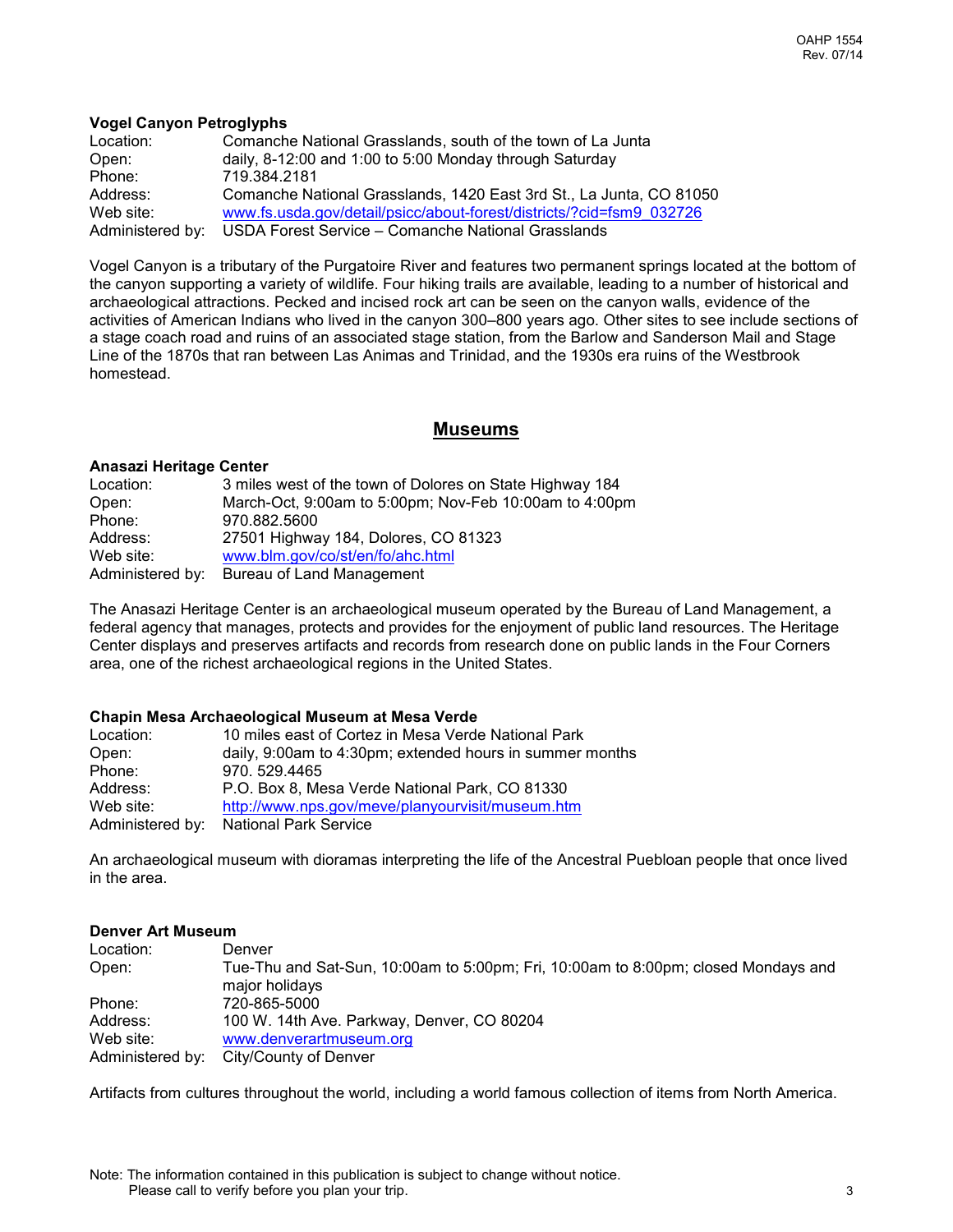### Vogel Canyon Petroglyphs

| | |
|---|---|
| Location: | Comanche National Grasslands, south of the town of La Junta |
| Open: | daily, 8-12:00 and 1:00 to 5:00 Monday through Saturday |
| Phone: | 719.384.2181 |
| Address: | Comanche National Grasslands, 1420 East 3rd St., La Junta, CO 81050 |
| Web site: | www.fs.usda.gov/detail/psicc/about-forest/districts/?cid=fsm9_032726 |
| Administered by: | USDA Forest Service – Comanche National Grasslands |

Vogel Canyon is a tributary of the Purgatoire River and features two permanent springs located at the bottom of the canyon supporting a variety of wildlife. Four hiking trails are available, leading to a number of historical and archaeological attractions. Pecked and incised rock art can be seen on the canyon walls, evidence of the activities of American Indians who lived in the canyon 300–800 years ago. Other sites to see include sections of a stage coach road and ruins of an associated stage station, from the Barlow and Sanderson Mail and Stage Line of the 1870s that ran between Las Animas and Trinidad, and the 1930s era ruins of the Westbrook homestead.

## Museums

### Anasazi Heritage Center

| | |
|---|---|
| Location: | 3 miles west of the town of Dolores on State Highway 184 |
| Open: | March-Oct, 9:00am to 5:00pm; Nov-Feb 10:00am to 4:00pm |
| Phone: | 970.882.5600 |
| Address: | 27501 Highway 184, Dolores, CO 81323 |
| Web site: | www.blm.gov/co/st/en/fo/ahc.html |
| Administered by: | Bureau of Land Management |

The Anasazi Heritage Center is an archaeological museum operated by the Bureau of Land Management, a federal agency that manages, protects and provides for the enjoyment of public land resources. The Heritage Center displays and preserves artifacts and records from research done on public lands in the Four Corners area, one of the richest archaeological regions in the United States.

### Chapin Mesa Archaeological Museum at Mesa Verde

| | |
|---|---|
| Location: | 10 miles east of Cortez in Mesa Verde National Park |
| Open: | daily, 9:00am to 4:30pm; extended hours in summer months |
| Phone: | 970. 529.4465 |
| Address: | P.O. Box 8, Mesa Verde National Park, CO 81330 |
| Web site: | http://www.nps.gov/meve/planyourvisit/museum.htm |
| Administered by: | National Park Service |

An archaeological museum with dioramas interpreting the life of the Ancestral Puebloan people that once lived in the area.

### Denver Art Museum

| | |
|---|---|
| Location: | Denver |
| Open: | Tue-Thu and Sat-Sun, 10:00am to 5:00pm; Fri, 10:00am to 8:00pm; closed Mondays and major holidays |
| Phone: | 720-865-5000 |
| Address: | 100 W. 14th Ave. Parkway, Denver, CO 80204 |
| Web site: | www.denverartmuseum.org |
| Administered by: | City/County of Denver |

Artifacts from cultures throughout the world, including a world famous collection of items from North America.

Note: The information contained in this publication is subject to change without notice.
Please call to verify before you plan your trip.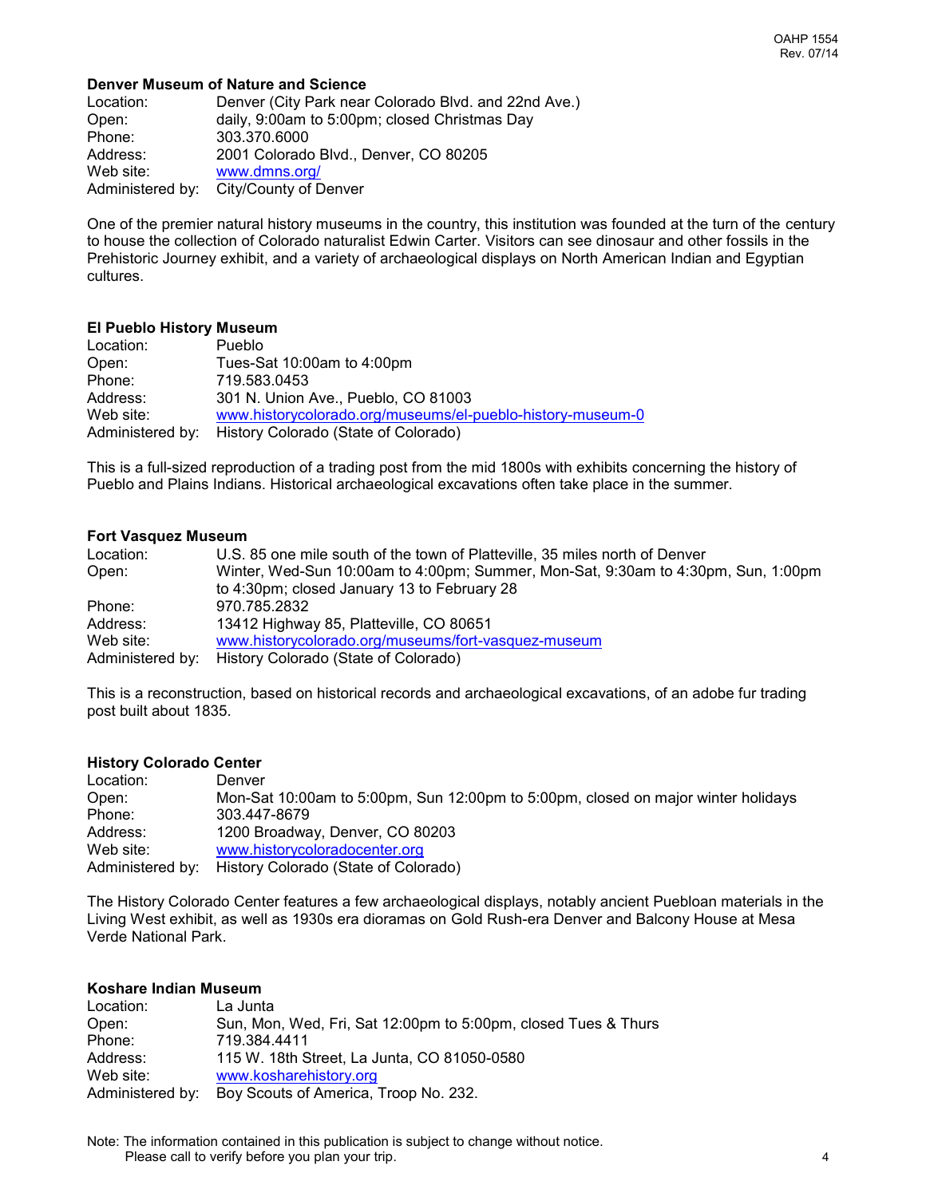### Denver Museum of Nature and Science

| | |
|---|---|
| Location: | Denver (City Park near Colorado Blvd. and 22nd Ave.) |
| Open: | daily, 9:00am to 5:00pm; closed Christmas Day |
| Phone: | 303.370.6000 |
| Address: | 2001 Colorado Blvd., Denver, CO 80205 |
| Web site: | www.dmns.org/ |
| Administered by: | City/County of Denver |

One of the premier natural history museums in the country, this institution was founded at the turn of the century to house the collection of Colorado naturalist Edwin Carter. Visitors can see dinosaur and other fossils in the Prehistoric Journey exhibit, and a variety of archaeological displays on North American Indian and Egyptian cultures.

### El Pueblo History Museum

| | |
|---|---|
| Location: | Pueblo |
| Open: | Tues-Sat 10:00am to 4:00pm |
| Phone: | 719.583.0453 |
| Address: | 301 N. Union Ave., Pueblo, CO 81003 |
| Web site: | www.historycolorado.org/museums/el-pueblo-history-museum-0 |
| Administered by: | History Colorado (State of Colorado) |

This is a full-sized reproduction of a trading post from the mid 1800s with exhibits concerning the history of Pueblo and Plains Indians. Historical archaeological excavations often take place in the summer.

### Fort Vasquez Museum

| | |
|---|---|
| Location: | U.S. 85 one mile south of the town of Platteville, 35 miles north of Denver |
| Open: | Winter, Wed-Sun 10:00am to 4:00pm; Summer, Mon-Sat, 9:30am to 4:30pm, Sun, 1:00pm to 4:30pm; closed January 13 to February 28 |
| Phone: | 970.785.2832 |
| Address: | 13412 Highway 85, Platteville, CO 80651 |
| Web site: | www.historycolorado.org/museums/fort-vasquez-museum |
| Administered by: | History Colorado (State of Colorado) |

This is a reconstruction, based on historical records and archaeological excavations, of an adobe fur trading post built about 1835.

### History Colorado Center

| | |
|---|---|
| Location: | Denver |
| Open: | Mon-Sat 10:00am to 5:00pm, Sun 12:00pm to 5:00pm, closed on major winter holidays |
| Phone: | 303.447-8679 |
| Address: | 1200 Broadway, Denver, CO 80203 |
| Web site: | www.historycoloradocenter.org |
| Administered by: | History Colorado (State of Colorado) |

The History Colorado Center features a few archaeological displays, notably ancient Puebloan materials in the Living West exhibit, as well as 1930s era dioramas on Gold Rush-era Denver and Balcony House at Mesa Verde National Park.

### Koshare Indian Museum

| | |
|---|---|
| Location: | La Junta |
| Open: | Sun, Mon, Wed, Fri, Sat 12:00pm to 5:00pm, closed Tues & Thurs |
| Phone: | 719.384.4411 |
| Address: | 115 W. 18th Street, La Junta, CO 81050-0580 |
| Web site: | www.kosharehistory.org |
| Administered by: | Boy Scouts of America, Troop No. 232. |

Note: The information contained in this publication is subject to change without notice.
Please call to verify before you plan your trip.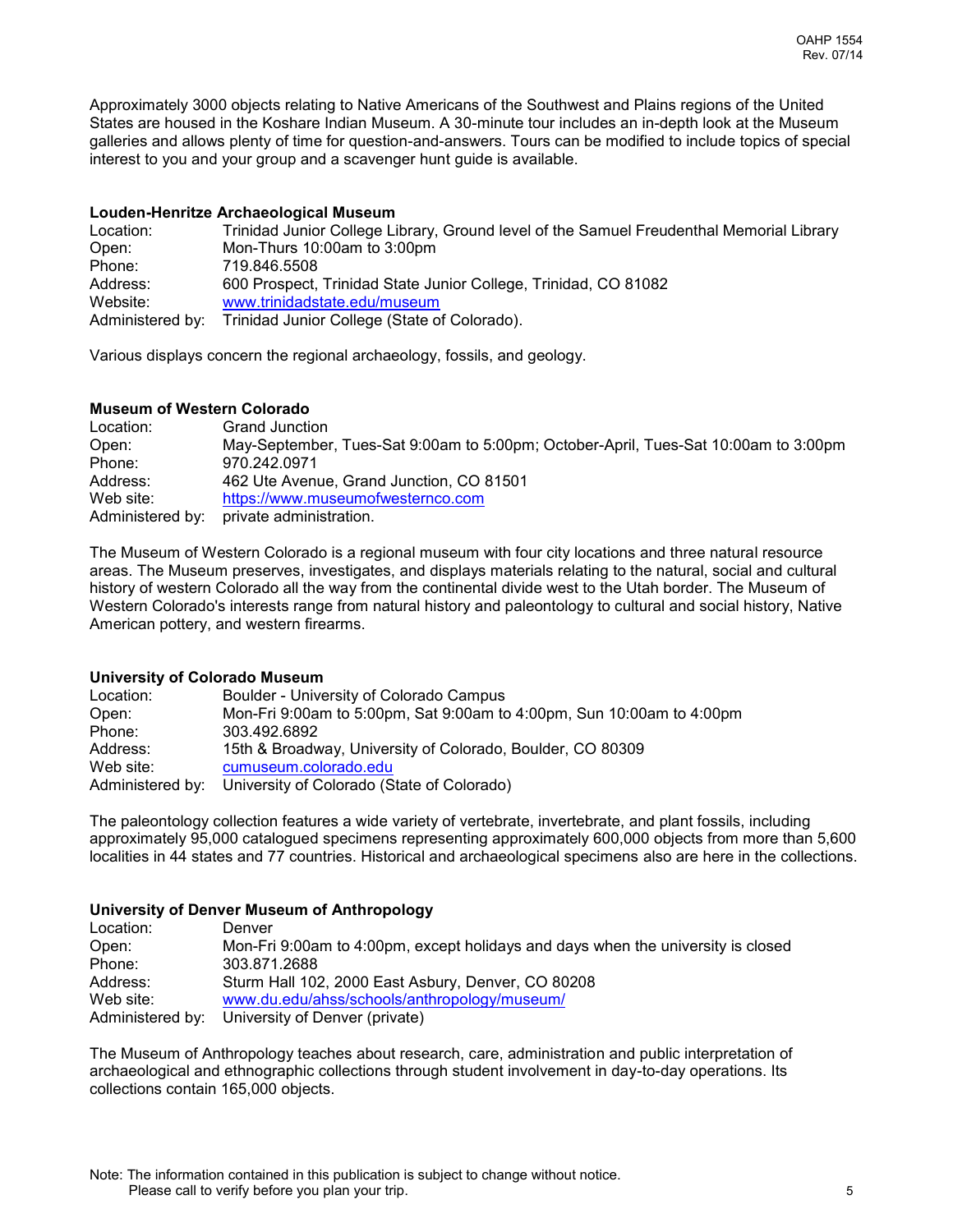Approximately 3000 objects relating to Native Americans of the Southwest and Plains regions of the United States are housed in the Koshare Indian Museum. A 30-minute tour includes an in-depth look at the Museum galleries and allows plenty of time for question-and-answers. Tours can be modified to include topics of special interest to you and your group and a scavenger hunt guide is available.

**Louden-Henritze Archaeological Museum**

Location: Trinidad Junior College Library, Ground level of the Samuel Freudenthal Memorial Library
Open: Mon-Thurs 10:00am to 3:00pm
Phone: 719.846.5508
Address: 600 Prospect, Trinidad State Junior College, Trinidad, CO 81082
Website: www.trinidadstate.edu/museum
Administered by: Trinidad Junior College (State of Colorado).

Various displays concern the regional archaeology, fossils, and geology.

**Museum of Western Colorado**

Location: Grand Junction
Open: May-September, Tues-Sat 9:00am to 5:00pm; October-April, Tues-Sat 10:00am to 3:00pm
Phone: 970.242.0971
Address: 462 Ute Avenue, Grand Junction, CO 81501
Web site: https://www.museumofwesternco.com
Administered by: private administration.

The Museum of Western Colorado is a regional museum with four city locations and three natural resource areas. The Museum preserves, investigates, and displays materials relating to the natural, social and cultural history of western Colorado all the way from the continental divide west to the Utah border. The Museum of Western Colorado's interests range from natural history and paleontology to cultural and social history, Native American pottery, and western firearms.

**University of Colorado Museum**

Location: Boulder - University of Colorado Campus
Open: Mon-Fri 9:00am to 5:00pm, Sat 9:00am to 4:00pm, Sun 10:00am to 4:00pm
Phone: 303.492.6892
Address: 15th & Broadway, University of Colorado, Boulder, CO 80309
Web site: cumuseum.colorado.edu
Administered by: University of Colorado (State of Colorado)

The paleontology collection features a wide variety of vertebrate, invertebrate, and plant fossils, including approximately 95,000 catalogued specimens representing approximately 600,000 objects from more than 5,600 localities in 44 states and 77 countries. Historical and archaeological specimens also are here in the collections.

**University of Denver Museum of Anthropology**

Location: Denver
Open: Mon-Fri 9:00am to 4:00pm, except holidays and days when the university is closed
Phone: 303.871.2688
Address: Sturm Hall 102, 2000 East Asbury, Denver, CO 80208
Web site: www.du.edu/ahss/schools/anthropology/museum/
Administered by: University of Denver (private)

The Museum of Anthropology teaches about research, care, administration and public interpretation of archaeological and ethnographic collections through student involvement in day-to-day operations. Its collections contain 165,000 objects.

Note: The information contained in this publication is subject to change without notice.
Please call to verify before you plan your trip.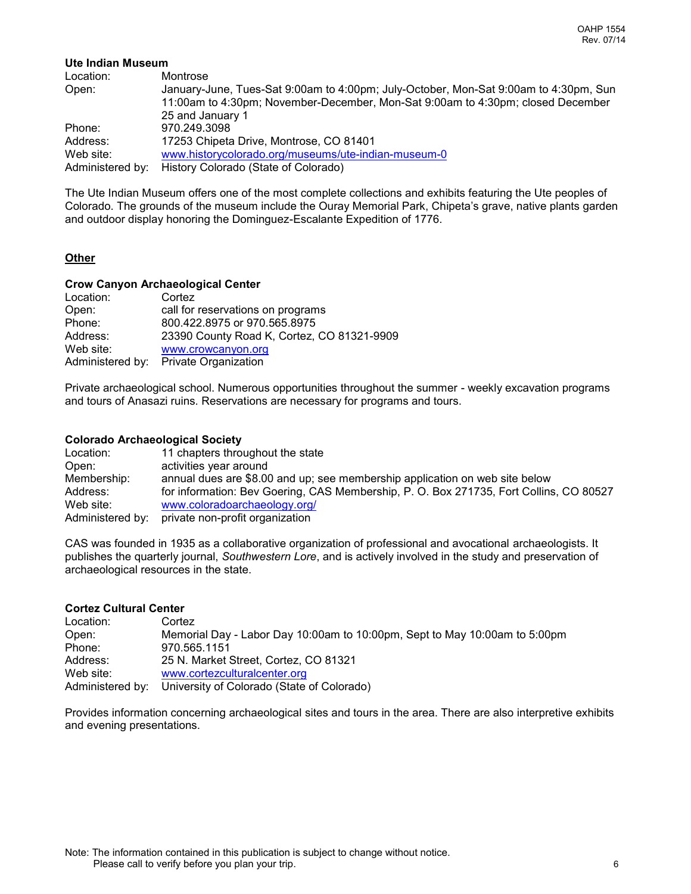### Ute Indian Museum

| | |
|---|---|
| Location: | Montrose |
| Open: | January-June, Tues-Sat 9:00am to 4:00pm; July-October, Mon-Sat 9:00am to 4:30pm, Sun 11:00am to 4:30pm; November-December, Mon-Sat 9:00am to 4:30pm; closed December 25 and January 1 |
| Phone: | 970.249.3098 |
| Address: | 17253 Chipeta Drive, Montrose, CO 81401 |
| Web site: | www.historycolorado.org/museums/ute-indian-museum-0 |
| Administered by: | History Colorado (State of Colorado) |

The Ute Indian Museum offers one of the most complete collections and exhibits featuring the Ute peoples of Colorado. The grounds of the museum include the Ouray Memorial Park, Chipeta's grave, native plants garden and outdoor display honoring the Dominguez-Escalante Expedition of 1776.

## Other

### Crow Canyon Archaeological Center

| | |
|---|---|
| Location: | Cortez |
| Open: | call for reservations on programs |
| Phone: | 800.422.8975 or 970.565.8975 |
| Address: | 23390 County Road K, Cortez, CO 81321-9909 |
| Web site: | www.crowcanyon.org |
| Administered by: | Private Organization |

Private archaeological school. Numerous opportunities throughout the summer - weekly excavation programs and tours of Anasazi ruins. Reservations are necessary for programs and tours.

### Colorado Archaeological Society

| | |
|---|---|
| Location: | 11 chapters throughout the state |
| Open: | activities year around |
| Membership: | annual dues are $8.00 and up; see membership application on web site below |
| Address: | for information: Bev Goering, CAS Membership, P. O. Box 271735, Fort Collins, CO 80527 |
| Web site: | www.coloradoarchaeology.org/ |
| Administered by: | private non-profit organization |

CAS was founded in 1935 as a collaborative organization of professional and avocational archaeologists. It publishes the quarterly journal, *Southwestern Lore*, and is actively involved in the study and preservation of archaeological resources in the state.

### Cortez Cultural Center

| | |
|---|---|
| Location: | Cortez |
| Open: | Memorial Day - Labor Day 10:00am to 10:00pm, Sept to May 10:00am to 5:00pm |
| Phone: | 970.565.1151 |
| Address: | 25 N. Market Street, Cortez, CO 81321 |
| Web site: | www.cortezculturalcenter.org |
| Administered by: | University of Colorado (State of Colorado) |

Provides information concerning archaeological sites and tours in the area. There are also interpretive exhibits and evening presentations.

Note: The information contained in this publication is subject to change without notice.
Please call to verify before you plan your trip.